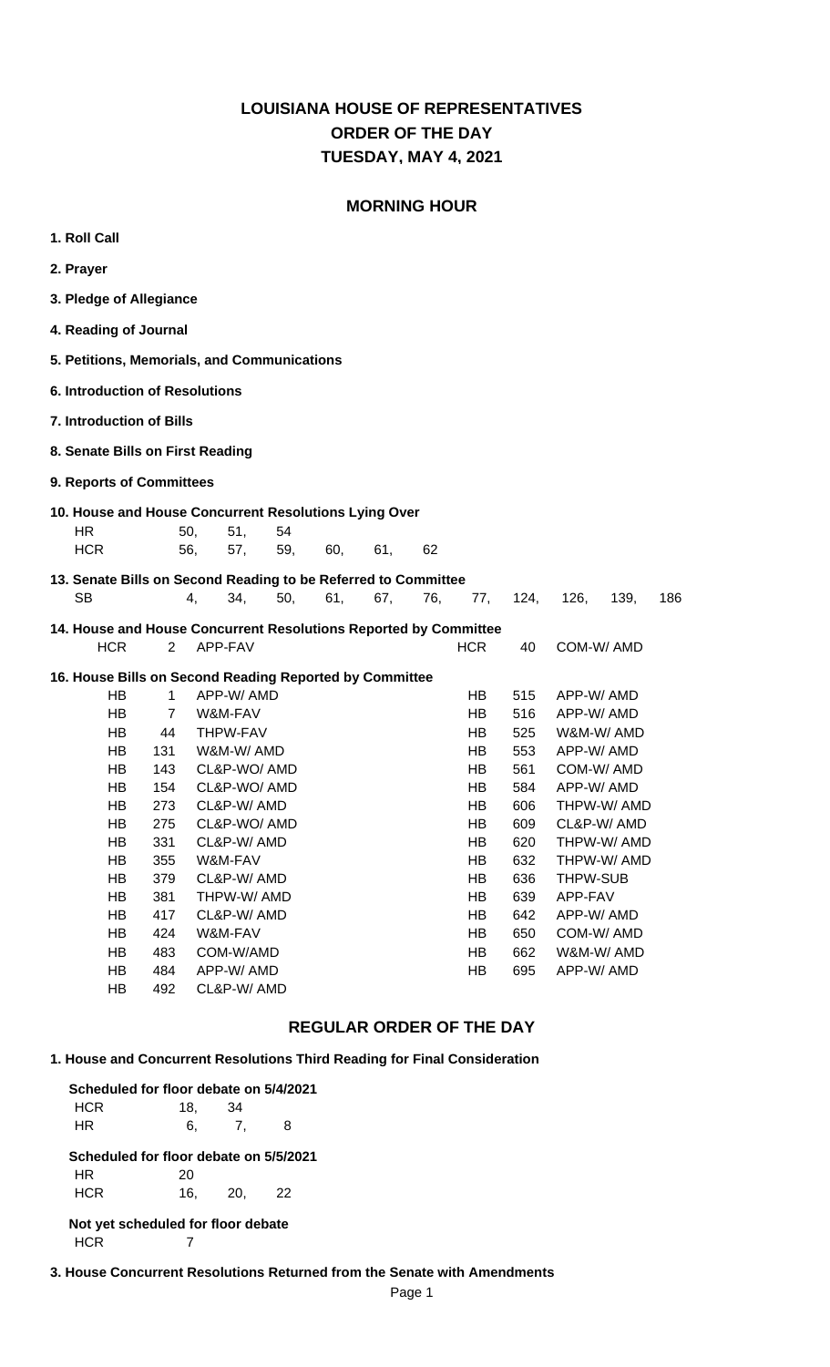# LOUISIANA HOUSE OF REPRESENTATIVES
## ORDER OF THE DAY
## TUESDAY, MAY 4, 2021

## MORNING HOUR

**1. Roll Call**

**2. Prayer**

**3. Pledge of Allegiance**

**4. Reading of Journal**

**5. Petitions, Memorials, and Communications**

**6. Introduction of Resolutions**

**7. Introduction of Bills**

**8. Senate Bills on First Reading**

**9. Reports of Committees**

**10. House and House Concurrent Resolutions Lying Over**

HR 50, 51, 54

HCR 56, 57, 59, 60, 61, 62

**13. Senate Bills on Second Reading to be Referred to Committee**

SB 4, 34, 50, 61, 67, 76, 77, 124, 126, 139, 186

**14. House and House Concurrent Resolutions Reported by Committee**

| | | | | | |
|---|---|---|---|---|---|
| HCR | 2 | APP-FAV | HCR | 40 | COM-W/ AMD |

**16. House Bills on Second Reading Reported by Committee**

| | | | | | |
|---|---|---|---|---|---|
| HB | 1 | APP-W/ AMD | HB | 515 | APP-W/ AMD |
| HB | 7 | W&M-FAV | HB | 516 | APP-W/ AMD |
| HB | 44 | THPW-FAV | HB | 525 | W&M-W/ AMD |
| HB | 131 | W&M-W/ AMD | HB | 553 | APP-W/ AMD |
| HB | 143 | CL&P-WO/ AMD | HB | 561 | COM-W/ AMD |
| HB | 154 | CL&P-WO/ AMD | HB | 584 | APP-W/ AMD |
| HB | 273 | CL&P-W/ AMD | HB | 606 | THPW-W/ AMD |
| HB | 275 | CL&P-WO/ AMD | HB | 609 | CL&P-W/ AMD |
| HB | 331 | CL&P-W/ AMD | HB | 620 | THPW-W/ AMD |
| HB | 355 | W&M-FAV | HB | 632 | THPW-W/ AMD |
| HB | 379 | CL&P-W/ AMD | HB | 636 | THPW-SUB |
| HB | 381 | THPW-W/ AMD | HB | 639 | APP-FAV |
| HB | 417 | CL&P-W/ AMD | HB | 642 | APP-W/ AMD |
| HB | 424 | W&M-FAV | HB | 650 | COM-W/ AMD |
| HB | 483 | COM-W/AMD | HB | 662 | W&M-W/ AMD |
| HB | 484 | APP-W/ AMD | HB | 695 | APP-W/ AMD |
| HB | 492 | CL&P-W/ AMD | | | |

## REGULAR ORDER OF THE DAY

**1. House and Concurrent Resolutions Third Reading for Final Consideration**

**Scheduled for floor debate on 5/4/2021**

HCR 18, 34

HR 6, 7, 8

**Scheduled for floor debate on 5/5/2021**

HR 20

HCR 16, 20, 22

**Not yet scheduled for floor debate**

HCR 7

**3. House Concurrent Resolutions Returned from the Senate with Amendments**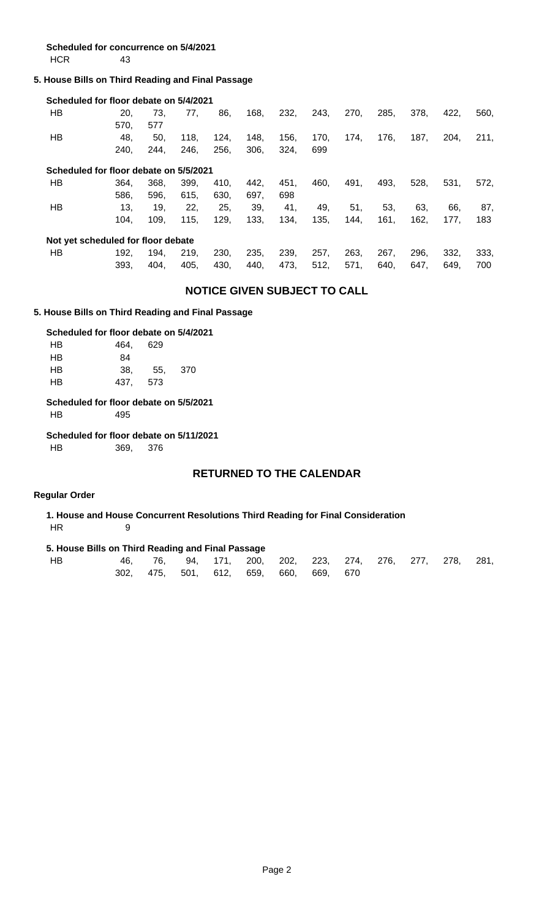**Scheduled for concurrence on 5/4/2021**

HCR 43

### 5. House Bills on Third Reading and Final Passage

**Scheduled for floor debate on 5/4/2021**

HB 20, 73, 77, 86, 168, 232, 243, 270, 285, 378, 422, 560, 570, 577

HB 48, 50, 118, 124, 148, 156, 170, 174, 176, 187, 204, 211, 240, 244, 246, 256, 306, 324, 699

**Scheduled for floor debate on 5/5/2021**

HB 364, 368, 399, 410, 442, 451, 460, 491, 493, 528, 531, 572, 586, 596, 615, 630, 697, 698

HB 13, 19, 22, 25, 39, 41, 49, 51, 53, 63, 66, 87, 104, 109, 115, 129, 133, 134, 135, 144, 161, 162, 177, 183

**Not yet scheduled for floor debate**

HB 192, 194, 219, 230, 235, 239, 257, 263, 267, 296, 332, 333, 393, 404, 405, 430, 440, 473, 512, 571, 640, 647, 649, 700

## NOTICE GIVEN SUBJECT TO CALL

### 5. House Bills on Third Reading and Final Passage

**Scheduled for floor debate on 5/4/2021**

HB 464, 629

HB 84

HB 38, 55, 370

HB 437, 573

**Scheduled for floor debate on 5/5/2021**

HB 495

**Scheduled for floor debate on 5/11/2021**

HB 369, 376

## RETURNED TO THE CALENDAR

### Regular Order

**1. House and House Concurrent Resolutions Third Reading for Final Consideration**

HR 9

**5. House Bills on Third Reading and Final Passage**

HB 46, 76, 94, 171, 200, 202, 223, 274, 276, 277, 278, 281, 302, 475, 501, 612, 659, 660, 669, 670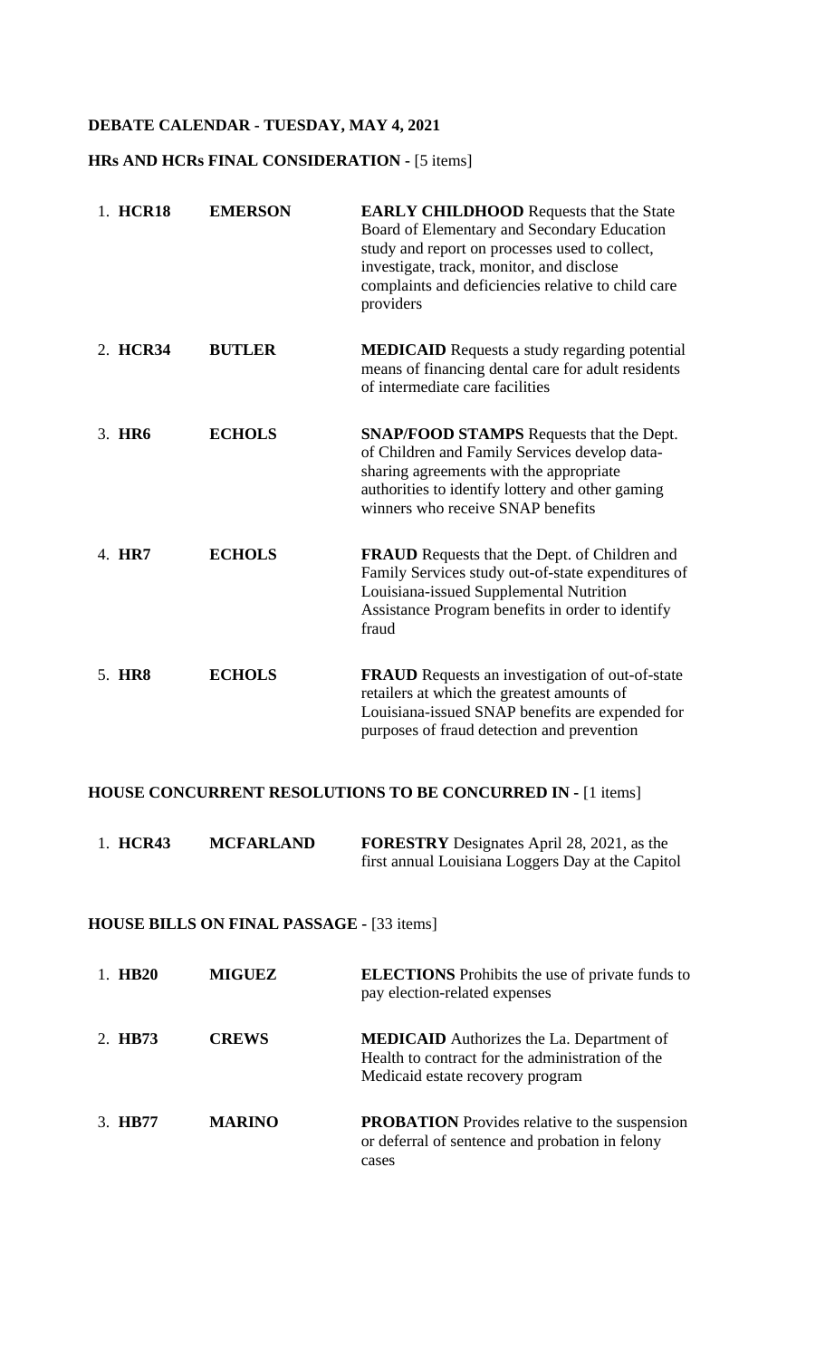**DEBATE CALENDAR - TUESDAY, MAY 4, 2021**

**HRs AND HCRs FINAL CONSIDERATION -** [5 items]

| | | |
|---|---|---|
| 1. **HCR18** | **EMERSON** | **EARLY CHILDHOOD** Requests that the State Board of Elementary and Secondary Education study and report on processes used to collect, investigate, track, monitor, and disclose complaints and deficiencies relative to child care providers |
| 2. **HCR34** | **BUTLER** | **MEDICAID** Requests a study regarding potential means of financing dental care for adult residents of intermediate care facilities |
| 3. **HR6** | **ECHOLS** | **SNAP/FOOD STAMPS** Requests that the Dept. of Children and Family Services develop data-sharing agreements with the appropriate authorities to identify lottery and other gaming winners who receive SNAP benefits |
| 4. **HR7** | **ECHOLS** | **FRAUD** Requests that the Dept. of Children and Family Services study out-of-state expenditures of Louisiana-issued Supplemental Nutrition Assistance Program benefits in order to identify fraud |
| 5. **HR8** | **ECHOLS** | **FRAUD** Requests an investigation of out-of-state retailers at which the greatest amounts of Louisiana-issued SNAP benefits are expended for purposes of fraud detection and prevention |

**HOUSE CONCURRENT RESOLUTIONS TO BE CONCURRED IN -** [1 items]

| | | |
|---|---|---|
| 1. **HCR43** | **MCFARLAND** | **FORESTRY** Designates April 28, 2021, as the first annual Louisiana Loggers Day at the Capitol |

**HOUSE BILLS ON FINAL PASSAGE -** [33 items]

| | | |
|---|---|---|
| 1. **HB20** | **MIGUEZ** | **ELECTIONS** Prohibits the use of private funds to pay election-related expenses |
| 2. **HB73** | **CREWS** | **MEDICAID** Authorizes the La. Department of Health to contract for the administration of the Medicaid estate recovery program |
| 3. **HB77** | **MARINO** | **PROBATION** Provides relative to the suspension or deferral of sentence and probation in felony cases |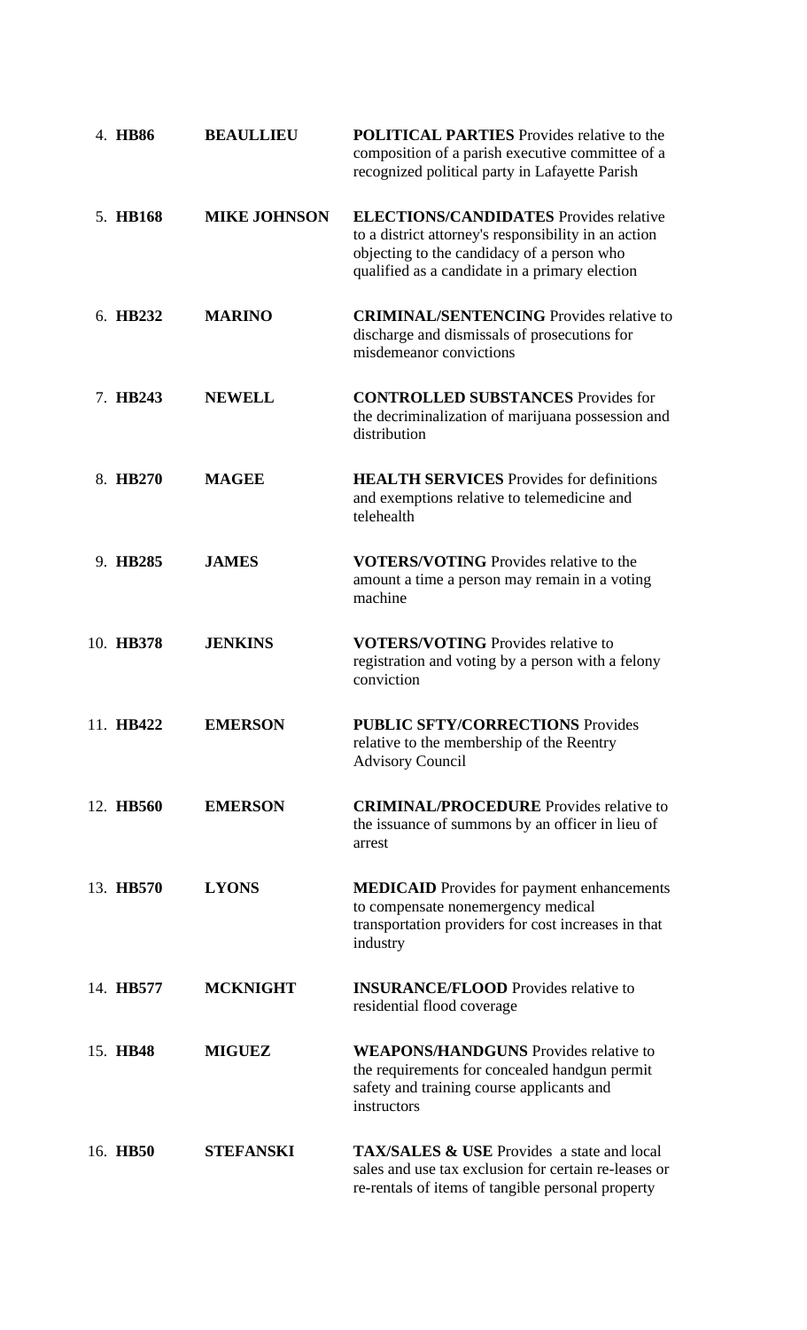4. **HB86** **BEAULLIEU** **POLITICAL PARTIES** Provides relative to the composition of a parish executive committee of a recognized political party in Lafayette Parish

5. **HB168** **MIKE JOHNSON** **ELECTIONS/CANDIDATES** Provides relative to a district attorney's responsibility in an action objecting to the candidacy of a person who qualified as a candidate in a primary election

6. **HB232** **MARINO** **CRIMINAL/SENTENCING** Provides relative to discharge and dismissals of prosecutions for misdemeanor convictions

7. **HB243** **NEWELL** **CONTROLLED SUBSTANCES** Provides for the decriminalization of marijuana possession and distribution

8. **HB270** **MAGEE** **HEALTH SERVICES** Provides for definitions and exemptions relative to telemedicine and telehealth

9. **HB285** **JAMES** **VOTERS/VOTING** Provides relative to the amount a time a person may remain in a voting machine

10. **HB378** **JENKINS** **VOTERS/VOTING** Provides relative to registration and voting by a person with a felony conviction

11. **HB422** **EMERSON** **PUBLIC SFTY/CORRECTIONS** Provides relative to the membership of the Reentry Advisory Council

12. **HB560** **EMERSON** **CRIMINAL/PROCEDURE** Provides relative to the issuance of summons by an officer in lieu of arrest

13. **HB570** **LYONS** **MEDICAID** Provides for payment enhancements to compensate nonemergency medical transportation providers for cost increases in that industry

14. **HB577** **MCKNIGHT** **INSURANCE/FLOOD** Provides relative to residential flood coverage

15. **HB48** **MIGUEZ** **WEAPONS/HANDGUNS** Provides relative to the requirements for concealed handgun permit safety and training course applicants and instructors

16. **HB50** **STEFANSKI** **TAX/SALES & USE** Provides a state and local sales and use tax exclusion for certain re-leases or re-rentals of items of tangible personal property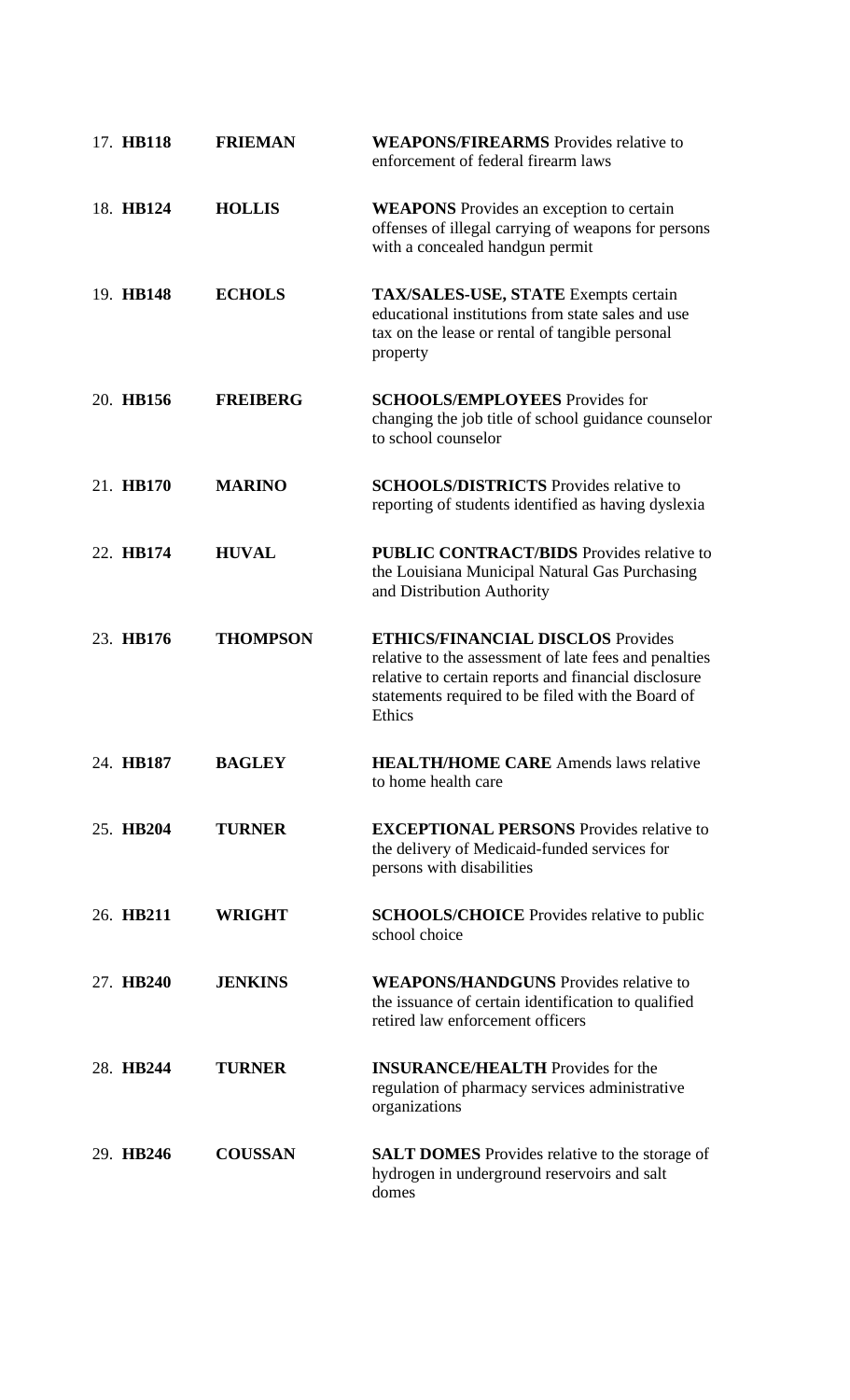17. **HB118** **FRIEMAN** **WEAPONS/FIREARMS** Provides relative to enforcement of federal firearm laws

18. **HB124** **HOLLIS** **WEAPONS** Provides an exception to certain offenses of illegal carrying of weapons for persons with a concealed handgun permit

19. **HB148** **ECHOLS** **TAX/SALES-USE, STATE** Exempts certain educational institutions from state sales and use tax on the lease or rental of tangible personal property

20. **HB156** **FREIBERG** **SCHOOLS/EMPLOYEES** Provides for changing the job title of school guidance counselor to school counselor

21. **HB170** **MARINO** **SCHOOLS/DISTRICTS** Provides relative to reporting of students identified as having dyslexia

22. **HB174** **HUVAL** **PUBLIC CONTRACT/BIDS** Provides relative to the Louisiana Municipal Natural Gas Purchasing and Distribution Authority

23. **HB176** **THOMPSON** **ETHICS/FINANCIAL DISCLOS** Provides relative to the assessment of late fees and penalties relative to certain reports and financial disclosure statements required to be filed with the Board of Ethics

24. **HB187** **BAGLEY** **HEALTH/HOME CARE** Amends laws relative to home health care

25. **HB204** **TURNER** **EXCEPTIONAL PERSONS** Provides relative to the delivery of Medicaid-funded services for persons with disabilities

26. **HB211** **WRIGHT** **SCHOOLS/CHOICE** Provides relative to public school choice

27. **HB240** **JENKINS** **WEAPONS/HANDGUNS** Provides relative to the issuance of certain identification to qualified retired law enforcement officers

28. **HB244** **TURNER** **INSURANCE/HEALTH** Provides for the regulation of pharmacy services administrative organizations

29. **HB246** **COUSSAN** **SALT DOMES** Provides relative to the storage of hydrogen in underground reservoirs and salt domes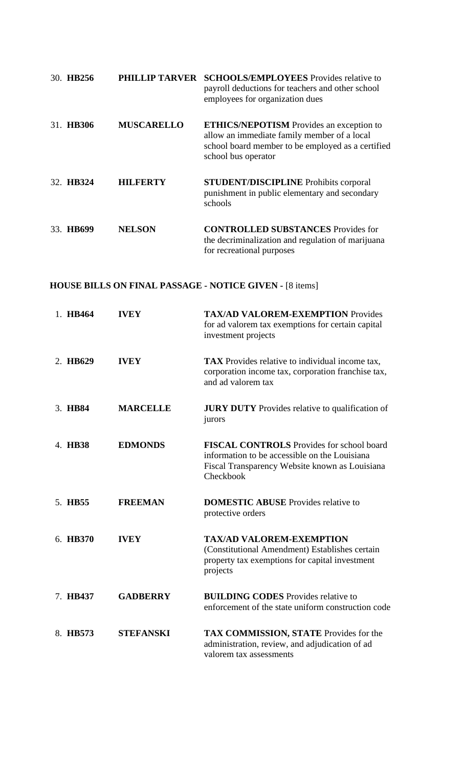30. **HB256** **PHILLIP TARVER** **SCHOOLS/EMPLOYEES** Provides relative to payroll deductions for teachers and other school employees for organization dues

31. **HB306** **MUSCARELLO** **ETHICS/NEPOTISM** Provides an exception to allow an immediate family member of a local school board member to be employed as a certified school bus operator

32. **HB324** **HILFERTY** **STUDENT/DISCIPLINE** Prohibits corporal punishment in public elementary and secondary schools

33. **HB699** **NELSON** **CONTROLLED SUBSTANCES** Provides for the decriminalization and regulation of marijuana for recreational purposes

**HOUSE BILLS ON FINAL PASSAGE - NOTICE GIVEN -** [8 items]

1. **HB464** **IVEY** **TAX/AD VALOREM-EXEMPTION** Provides for ad valorem tax exemptions for certain capital investment projects

2. **HB629** **IVEY** **TAX** Provides relative to individual income tax, corporation income tax, corporation franchise tax, and ad valorem tax

3. **HB84** **MARCELLE** **JURY DUTY** Provides relative to qualification of jurors

4. **HB38** **EDMONDS** **FISCAL CONTROLS** Provides for school board information to be accessible on the Louisiana Fiscal Transparency Website known as Louisiana Checkbook

5. **HB55** **FREEMAN** **DOMESTIC ABUSE** Provides relative to protective orders

6. **HB370** **IVEY** **TAX/AD VALOREM-EXEMPTION** (Constitutional Amendment) Establishes certain property tax exemptions for capital investment projects

7. **HB437** **GADBERRY** **BUILDING CODES** Provides relative to enforcement of the state uniform construction code

8. **HB573** **STEFANSKI** **TAX COMMISSION, STATE** Provides for the administration, review, and adjudication of ad valorem tax assessments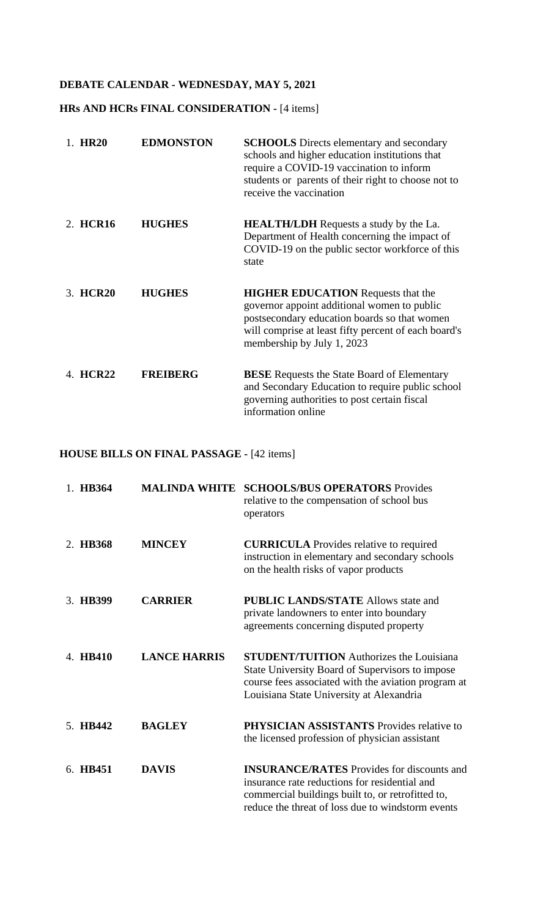**DEBATE CALENDAR - WEDNESDAY, MAY 5, 2021**

**HRs AND HCRs FINAL CONSIDERATION -** [4 items]

| | | | |
|---|---|---|---|
| 1. | **HR20** | **EDMONSTON** | **SCHOOLS** Directs elementary and secondary schools and higher education institutions that require a COVID-19 vaccination to inform students or parents of their right to choose not to receive the vaccination |
| 2. | **HCR16** | **HUGHES** | **HEALTH/LDH** Requests a study by the La. Department of Health concerning the impact of COVID-19 on the public sector workforce of this state |
| 3. | **HCR20** | **HUGHES** | **HIGHER EDUCATION** Requests that the governor appoint additional women to public postsecondary education boards so that women will comprise at least fifty percent of each board's membership by July 1, 2023 |
| 4. | **HCR22** | **FREIBERG** | **BESE** Requests the State Board of Elementary and Secondary Education to require public school governing authorities to post certain fiscal information online |

**HOUSE BILLS ON FINAL PASSAGE -** [42 items]

| | | | |
|---|---|---|---|
| 1. | **HB364** | **MALINDA WHITE** | **SCHOOLS/BUS OPERATORS** Provides relative to the compensation of school bus operators |
| 2. | **HB368** | **MINCEY** | **CURRICULA** Provides relative to required instruction in elementary and secondary schools on the health risks of vapor products |
| 3. | **HB399** | **CARRIER** | **PUBLIC LANDS/STATE** Allows state and private landowners to enter into boundary agreements concerning disputed property |
| 4. | **HB410** | **LANCE HARRIS** | **STUDENT/TUITION** Authorizes the Louisiana State University Board of Supervisors to impose course fees associated with the aviation program at Louisiana State University at Alexandria |
| 5. | **HB442** | **BAGLEY** | **PHYSICIAN ASSISTANTS** Provides relative to the licensed profession of physician assistant |
| 6. | **HB451** | **DAVIS** | **INSURANCE/RATES** Provides for discounts and insurance rate reductions for residential and commercial buildings built to, or retrofitted to, reduce the threat of loss due to windstorm events |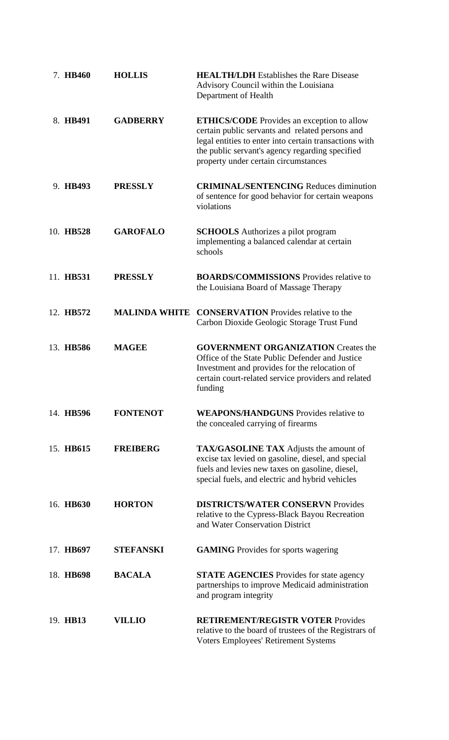7. **HB460** **HOLLIS** **HEALTH/LDH** Establishes the Rare Disease Advisory Council within the Louisiana Department of Health

8. **HB491** **GADBERRY** **ETHICS/CODE** Provides an exception to allow certain public servants and related persons and legal entities to enter into certain transactions with the public servant's agency regarding specified property under certain circumstances

9. **HB493** **PRESSLY** **CRIMINAL/SENTENCING** Reduces diminution of sentence for good behavior for certain weapons violations

10. **HB528** **GAROFALO** **SCHOOLS** Authorizes a pilot program implementing a balanced calendar at certain schools

11. **HB531** **PRESSLY** **BOARDS/COMMISSIONS** Provides relative to the Louisiana Board of Massage Therapy

12. **HB572** **MALINDA WHITE** **CONSERVATION** Provides relative to the Carbon Dioxide Geologic Storage Trust Fund

13. **HB586** **MAGEE** **GOVERNMENT ORGANIZATION** Creates the Office of the State Public Defender and Justice Investment and provides for the relocation of certain court-related service providers and related funding

14. **HB596** **FONTENOT** **WEAPONS/HANDGUNS** Provides relative to the concealed carrying of firearms

15. **HB615** **FREIBERG** **TAX/GASOLINE TAX** Adjusts the amount of excise tax levied on gasoline, diesel, and special fuels and levies new taxes on gasoline, diesel, special fuels, and electric and hybrid vehicles

16. **HB630** **HORTON** **DISTRICTS/WATER CONSERVN** Provides relative to the Cypress-Black Bayou Recreation and Water Conservation District

17. **HB697** **STEFANSKI** **GAMING** Provides for sports wagering

18. **HB698** **BACALA** **STATE AGENCIES** Provides for state agency partnerships to improve Medicaid administration and program integrity

19. **HB13** **VILLIO** **RETIREMENT/REGISTR VOTER** Provides relative to the board of trustees of the Registrars of Voters Employees' Retirement Systems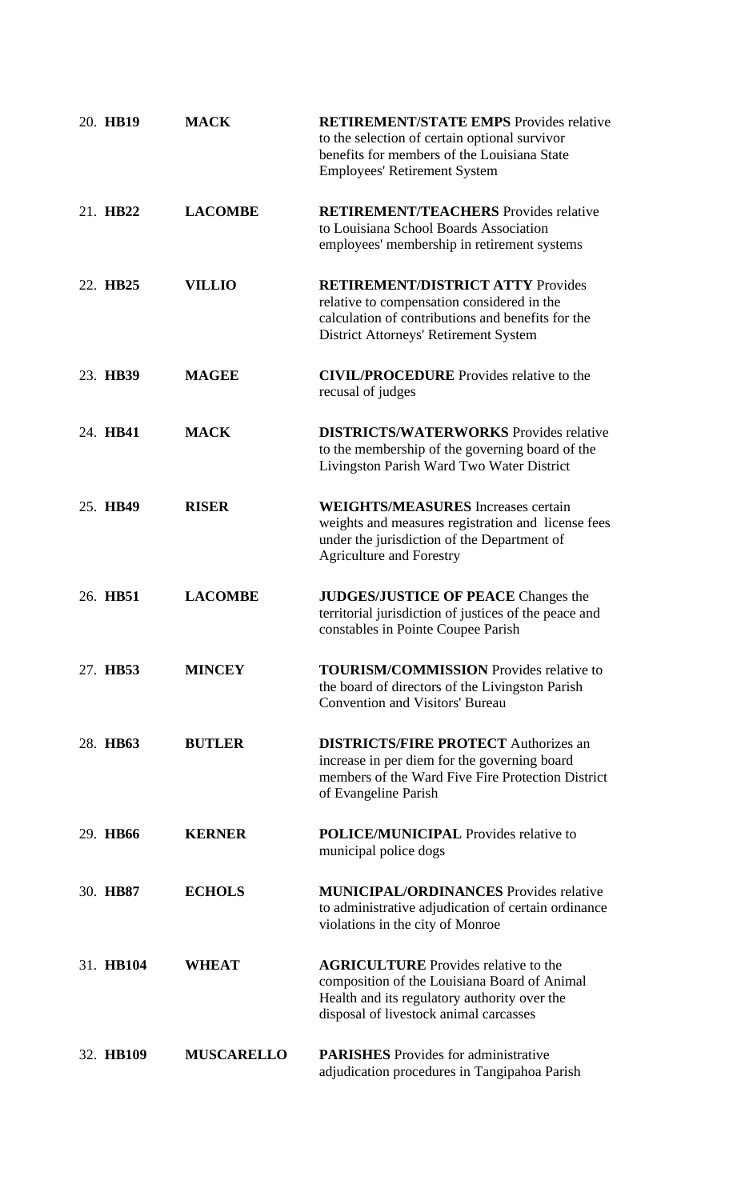20. **HB19** **MACK** **RETIREMENT/STATE EMPS** Provides relative to the selection of certain optional survivor benefits for members of the Louisiana State Employees' Retirement System

21. **HB22** **LACOMBE** **RETIREMENT/TEACHERS** Provides relative to Louisiana School Boards Association employees' membership in retirement systems

22. **HB25** **VILLIO** **RETIREMENT/DISTRICT ATTY** Provides relative to compensation considered in the calculation of contributions and benefits for the District Attorneys' Retirement System

23. **HB39** **MAGEE** **CIVIL/PROCEDURE** Provides relative to the recusal of judges

24. **HB41** **MACK** **DISTRICTS/WATERWORKS** Provides relative to the membership of the governing board of the Livingston Parish Ward Two Water District

25. **HB49** **RISER** **WEIGHTS/MEASURES** Increases certain weights and measures registration and license fees under the jurisdiction of the Department of Agriculture and Forestry

26. **HB51** **LACOMBE** **JUDGES/JUSTICE OF PEACE** Changes the territorial jurisdiction of justices of the peace and constables in Pointe Coupee Parish

27. **HB53** **MINCEY** **TOURISM/COMMISSION** Provides relative to the board of directors of the Livingston Parish Convention and Visitors' Bureau

28. **HB63** **BUTLER** **DISTRICTS/FIRE PROTECT** Authorizes an increase in per diem for the governing board members of the Ward Five Fire Protection District of Evangeline Parish

29. **HB66** **KERNER** **POLICE/MUNICIPAL** Provides relative to municipal police dogs

30. **HB87** **ECHOLS** **MUNICIPAL/ORDINANCES** Provides relative to administrative adjudication of certain ordinance violations in the city of Monroe

31. **HB104** **WHEAT** **AGRICULTURE** Provides relative to the composition of the Louisiana Board of Animal Health and its regulatory authority over the disposal of livestock animal carcasses

32. **HB109** **MUSCARELLO** **PARISHES** Provides for administrative adjudication procedures in Tangipahoa Parish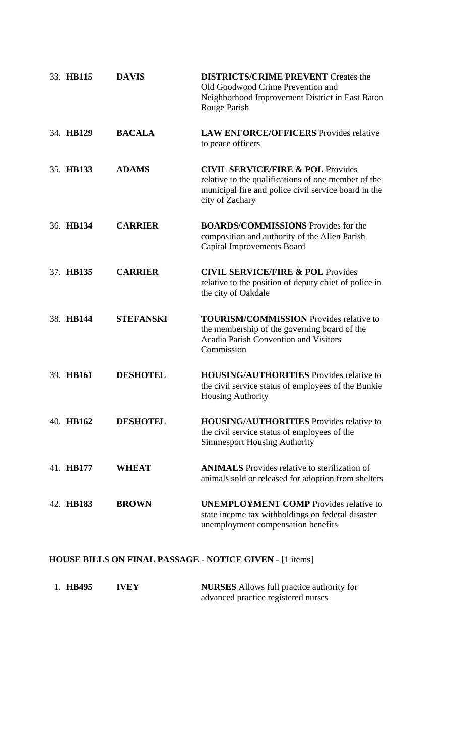33. **HB115** **DAVIS** **DISTRICTS/CRIME PREVENT** Creates the Old Goodwood Crime Prevention and Neighborhood Improvement District in East Baton Rouge Parish

34. **HB129** **BACALA** **LAW ENFORCE/OFFICERS** Provides relative to peace officers

35. **HB133** **ADAMS** **CIVIL SERVICE/FIRE & POL** Provides relative to the qualifications of one member of the municipal fire and police civil service board in the city of Zachary

36. **HB134** **CARRIER** **BOARDS/COMMISSIONS** Provides for the composition and authority of the Allen Parish Capital Improvements Board

37. **HB135** **CARRIER** **CIVIL SERVICE/FIRE & POL** Provides relative to the position of deputy chief of police in the city of Oakdale

38. **HB144** **STEFANSKI** **TOURISM/COMMISSION** Provides relative to the membership of the governing board of the Acadia Parish Convention and Visitors Commission

39. **HB161** **DESHOTEL** **HOUSING/AUTHORITIES** Provides relative to the civil service status of employees of the Bunkie Housing Authority

40. **HB162** **DESHOTEL** **HOUSING/AUTHORITIES** Provides relative to the civil service status of employees of the Simmesport Housing Authority

41. **HB177** **WHEAT** **ANIMALS** Provides relative to sterilization of animals sold or released for adoption from shelters

42. **HB183** **BROWN** **UNEMPLOYMENT COMP** Provides relative to state income tax withholdings on federal disaster unemployment compensation benefits

**HOUSE BILLS ON FINAL PASSAGE - NOTICE GIVEN -** [1 items]

1. **HB495** **IVEY** **NURSES** Allows full practice authority for advanced practice registered nurses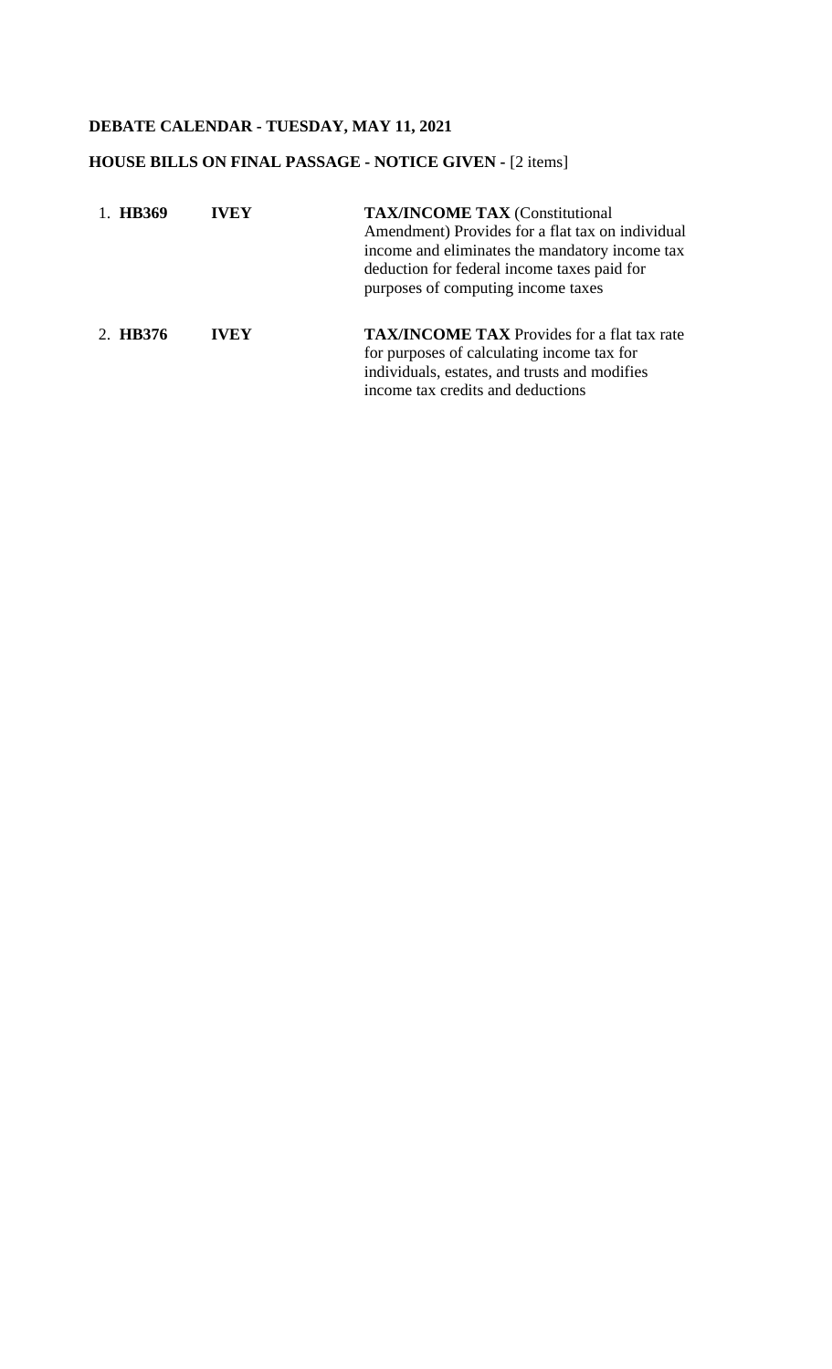## DEBATE CALENDAR - TUESDAY, MAY 11, 2021

### HOUSE BILLS ON FINAL PASSAGE - NOTICE GIVEN - [2 items]

| | | |
|---|---|---|
| 1. **HB369** | **IVEY** | **TAX/INCOME TAX** (Constitutional Amendment) Provides for a flat tax on individual income and eliminates the mandatory income tax deduction for federal income taxes paid for purposes of computing income taxes |
| 2. **HB376** | **IVEY** | **TAX/INCOME TAX** Provides for a flat tax rate for purposes of calculating income tax for individuals, estates, and trusts and modifies income tax credits and deductions |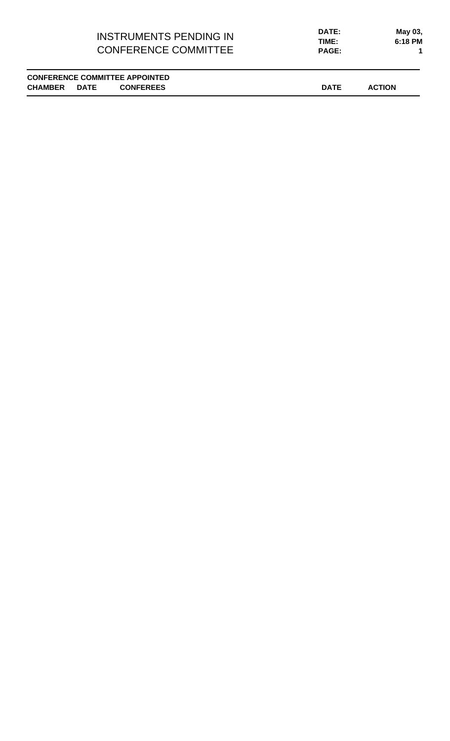# INSTRUMENTS PENDING IN CONFERENCE COMMITTEE

**DATE:** May 03,
**TIME:** 6:18 PM
**PAGE:** 1

**CONFERENCE COMMITTEE APPOINTED**

| CHAMBER | DATE | CONFEREES | DATE | ACTION |
|---|---|---|---|---|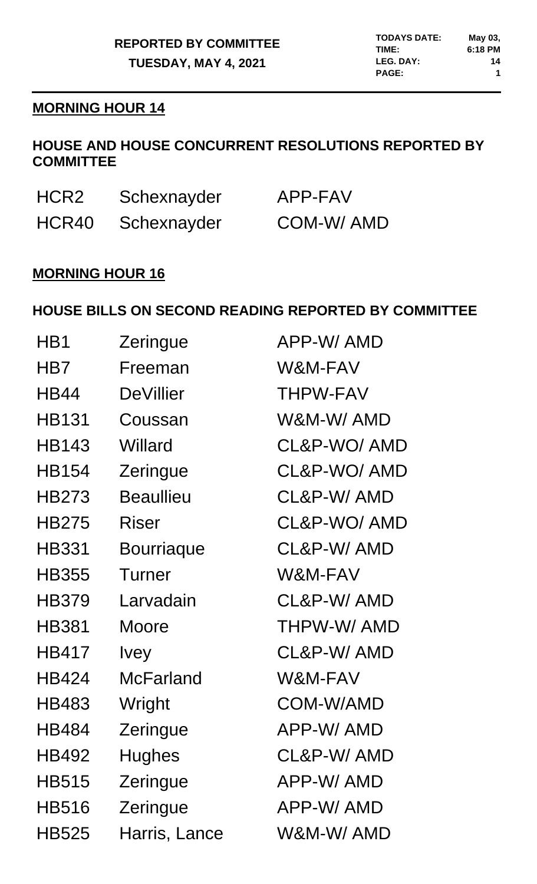**REPORTED BY COMMITTEE**

**TUESDAY, MAY 4, 2021**

| | |
|---|---|
| **TODAYS DATE:** | **May 03,** |
| **TIME:** | **6:18 PM** |
| **LEG. DAY:** | **14** |
| **PAGE:** | **1** |

## MORNING HOUR 14

### HOUSE AND HOUSE CONCURRENT RESOLUTIONS REPORTED BY COMMITTEE

| | | |
|---|---|---|
| HCR2 | Schexnayder | APP-FAV |
| HCR40 | Schexnayder | COM-W/ AMD |

## MORNING HOUR 16

### HOUSE BILLS ON SECOND READING REPORTED BY COMMITTEE

| | | |
|---|---|---|
| HB1 | Zeringue | APP-W/ AMD |
| HB7 | Freeman | W&M-FAV |
| HB44 | DeVillier | THPW-FAV |
| HB131 | Coussan | W&M-W/ AMD |
| HB143 | Willard | CL&P-WO/ AMD |
| HB154 | Zeringue | CL&P-WO/ AMD |
| HB273 | Beaullieu | CL&P-W/ AMD |
| HB275 | Riser | CL&P-WO/ AMD |
| HB331 | Bourriaque | CL&P-W/ AMD |
| HB355 | Turner | W&M-FAV |
| HB379 | Larvadain | CL&P-W/ AMD |
| HB381 | Moore | THPW-W/ AMD |
| HB417 | Ivey | CL&P-W/ AMD |
| HB424 | McFarland | W&M-FAV |
| HB483 | Wright | COM-W/AMD |
| HB484 | Zeringue | APP-W/ AMD |
| HB492 | Hughes | CL&P-W/ AMD |
| HB515 | Zeringue | APP-W/ AMD |
| HB516 | Zeringue | APP-W/ AMD |
| HB525 | Harris, Lance | W&M-W/ AMD |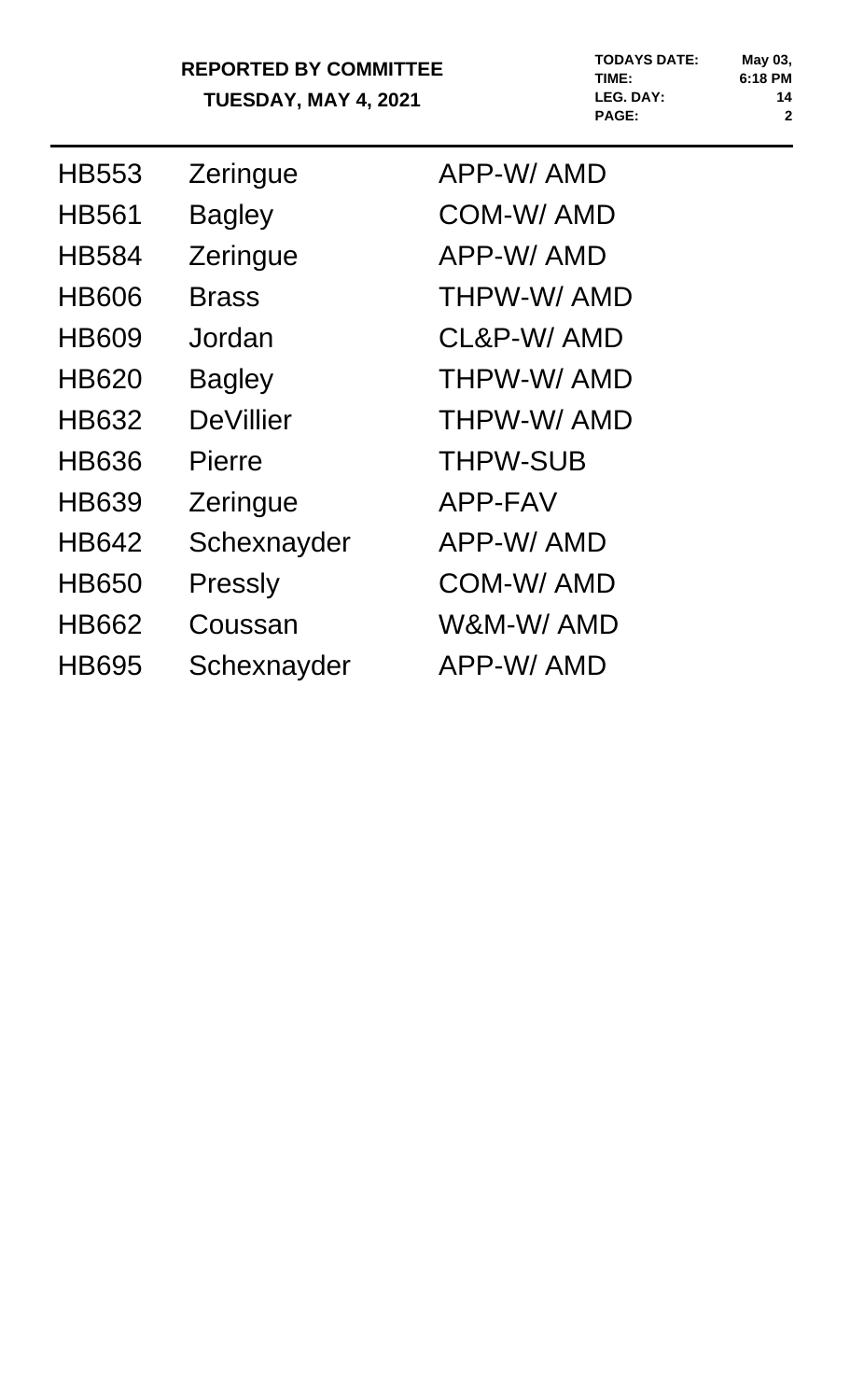**REPORTED BY COMMITTEE**

**TUESDAY, MAY 4, 2021**

**TODAYS DATE:** May 03,
**TIME:** 6:18 PM
**LEG. DAY:** 14

| | | |
|---|---|---|
| HB553 | Zeringue | APP-W/ AMD |
| HB561 | Bagley | COM-W/ AMD |
| HB584 | Zeringue | APP-W/ AMD |
| HB606 | Brass | THPW-W/ AMD |
| HB609 | Jordan | CL&P-W/ AMD |
| HB620 | Bagley | THPW-W/ AMD |
| HB632 | DeVillier | THPW-W/ AMD |
| HB636 | Pierre | THPW-SUB |
| HB639 | Zeringue | APP-FAV |
| HB642 | Schexnayder | APP-W/ AMD |
| HB650 | Pressly | COM-W/ AMD |
| HB662 | Coussan | W&M-W/ AMD |
| HB695 | Schexnayder | APP-W/ AMD |